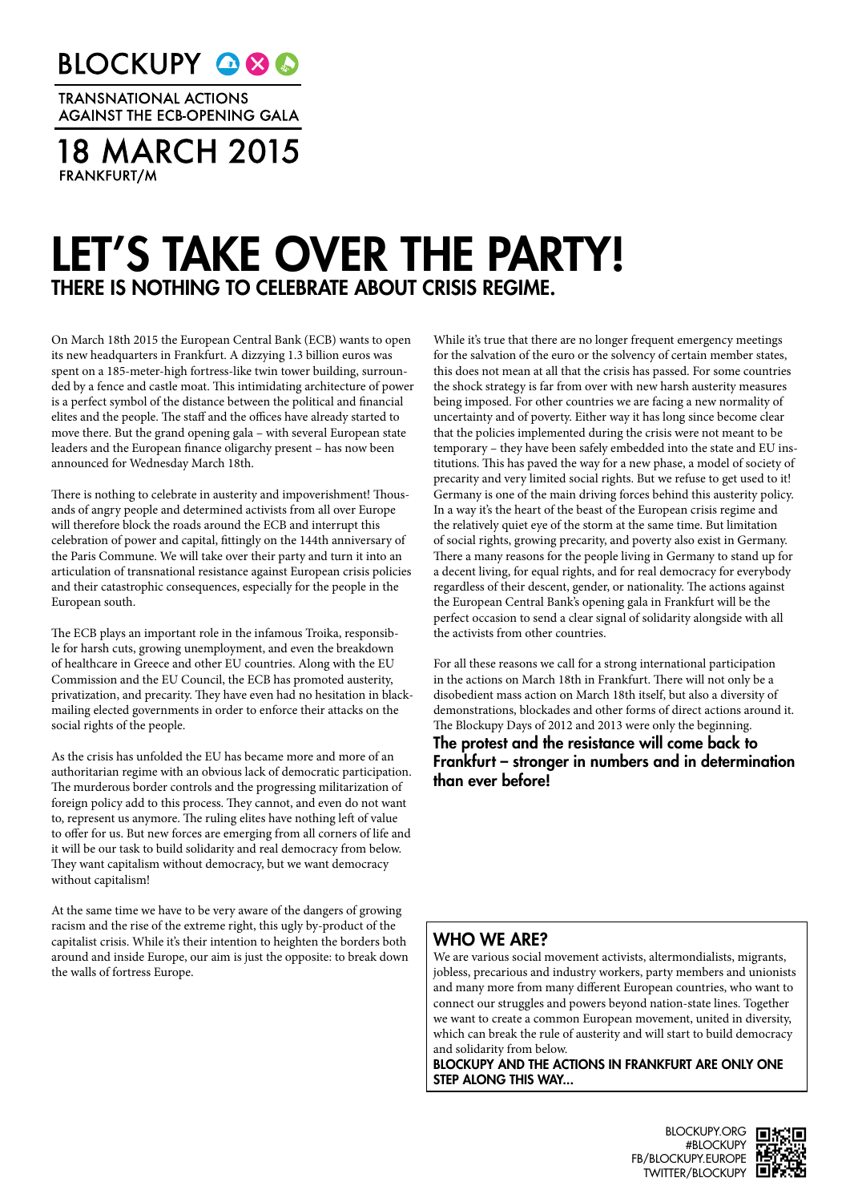BLOCKUPY

TRANSNATIONAL ACTIONS AGAINST THE ECB-OPENING GALA

18 MARCH 2015

FRANKFURT/M

# LET'S TAKE OVER THE PARTY!

## THERE IS NOTHING TO CELEBRATE ABOUT CRISIS REGIME.

On March 18th 2015 the European Central Bank (ECB) wants to open its new headquarters in Frankfurt. A dizzying 1.3 billion euros was spent on a 185-meter-high fortress-like twin tower building, surrounded by a fence and castle moat. This intimidating architecture of power is a perfect symbol of the distance between the political and financial elites and the people. The staff and the offices have already started to move there. But the grand opening gala – with several European state leaders and the European finance oligarchy present – has now been announced for Wednesday March 18th.

There is nothing to celebrate in austerity and impoverishment! Thousands of angry people and determined activists from all over Europe will therefore block the roads around the ECB and interrupt this celebration of power and capital, fittingly on the 144th anniversary of the Paris Commune. We will take over their party and turn it into an articulation of transnational resistance against European crisis policies and their catastrophic consequences, especially for the people in the European south.

The ECB plays an important role in the infamous Troika, responsible for harsh cuts, growing unemployment, and even the breakdown of healthcare in Greece and other EU countries. Along with the EU Commission and the EU Council, the ECB has promoted austerity, privatization, and precarity. They have even had no hesitation in blackmailing elected governments in order to enforce their attacks on the social rights of the people.

As the crisis has unfolded the EU has became more and more of an authoritarian regime with an obvious lack of democratic participation. The murderous border controls and the progressing militarization of foreign policy add to this process. They cannot, and even do not want to, represent us anymore. The ruling elites have nothing left of value to offer for us. But new forces are emerging from all corners of life and it will be our task to build solidarity and real democracy from below. They want capitalism without democracy, but we want democracy without capitalism!

At the same time we have to be very aware of the dangers of growing racism and the rise of the extreme right, this ugly by-product of the capitalist crisis. While it's their intention to heighten the borders both around and inside Europe, our aim is just the opposite: to break down the walls of fortress Europe.

While it's true that there are no longer frequent emergency meetings for the salvation of the euro or the solvency of certain member states, this does not mean at all that the crisis has passed. For some countries the shock strategy is far from over with new harsh austerity measures being imposed. For other countries we are facing a new normality of uncertainty and of poverty. Either way it has long since become clear that the policies implemented during the crisis were not meant to be temporary – they have been safely embedded into the state and EU institutions. This has paved the way for a new phase, a model of society of precarity and very limited social rights. But we refuse to get used to it! Germany is one of the main driving forces behind this austerity policy. In a way it's the heart of the beast of the European crisis regime and the relatively quiet eye of the storm at the same time. But limitation of social rights, growing precarity, and poverty also exist in Germany. There a many reasons for the people living in Germany to stand up for a decent living, for equal rights, and for real democracy for everybody regardless of their descent, gender, or nationality. The actions against the European Central Bank's opening gala in Frankfurt will be the perfect occasion to send a clear signal of solidarity alongside with all the activists from other countries.

For all these reasons we call for a strong international participation in the actions on March 18th in Frankfurt. There will not only be a disobedient mass action on March 18th itself, but also a diversity of demonstrations, blockades and other forms of direct actions around it. The Blockupy Days of 2012 and 2013 were only the beginning.

**The protest and the resistance will come back to Frankfurt – stronger in numbers and in determination than ever before!**

### WHO WE ARE?

We are various social movement activists, altermondialists, migrants, jobless, precarious and industry workers, party members and unionists and many more from many different European countries, who want to connect our struggles and powers beyond nation-state lines. Together we want to create a common European movement, united in diversity, which can break the rule of austerity and will start to build democracy and solidarity from below.

**BLOCKUPY AND THE ACTIONS IN FRANKFURT ARE ONLY ONE STEP ALONG THIS WAY...**

BLOCKUPY.ORG
#BLOCKUPY
FB/BLOCKUPY.EUROPE
TWITTER/BLOCKUPY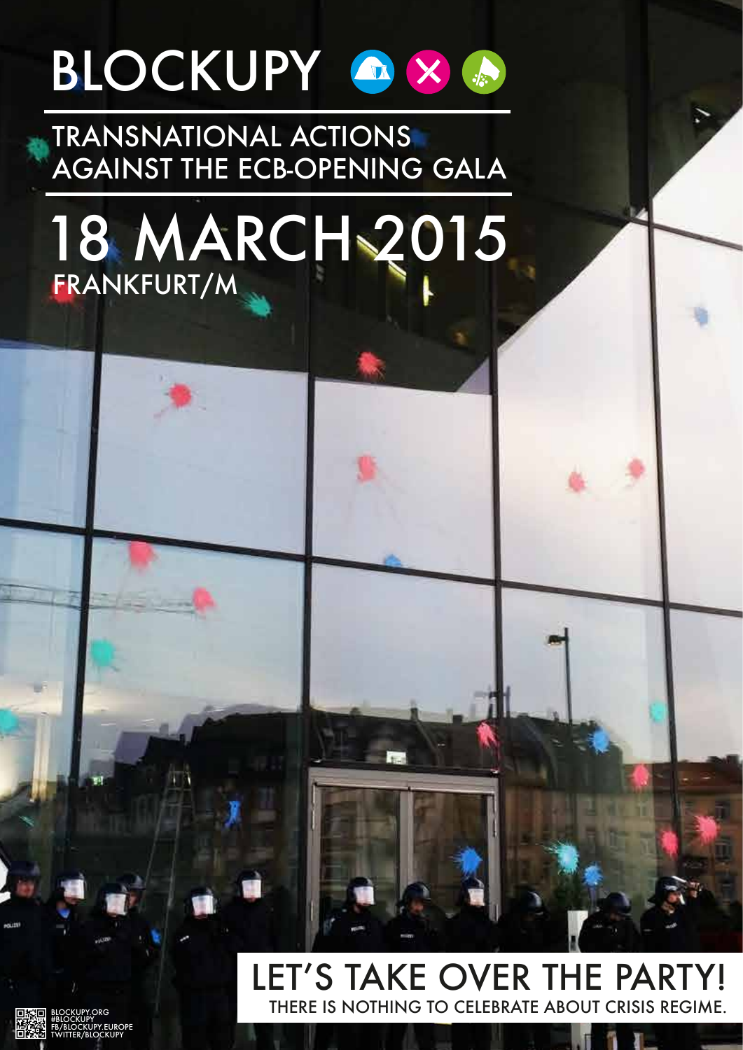# BLOCKUPY

## TRANSNATIONAL ACTIONS AGAINST THE ECB-OPENING GALA

# 18 MARCH 2015

FRANKFURT/M

## LET'S TAKE OVER THE PARTY!

THERE IS NOTHING TO CELEBRATE ABOUT CRISIS REGIME.

BLOCKUPY.ORG
#BLOCKUPY
FB/BLOCKUPY.EUROPE
TWITTER/BLOCKUPY